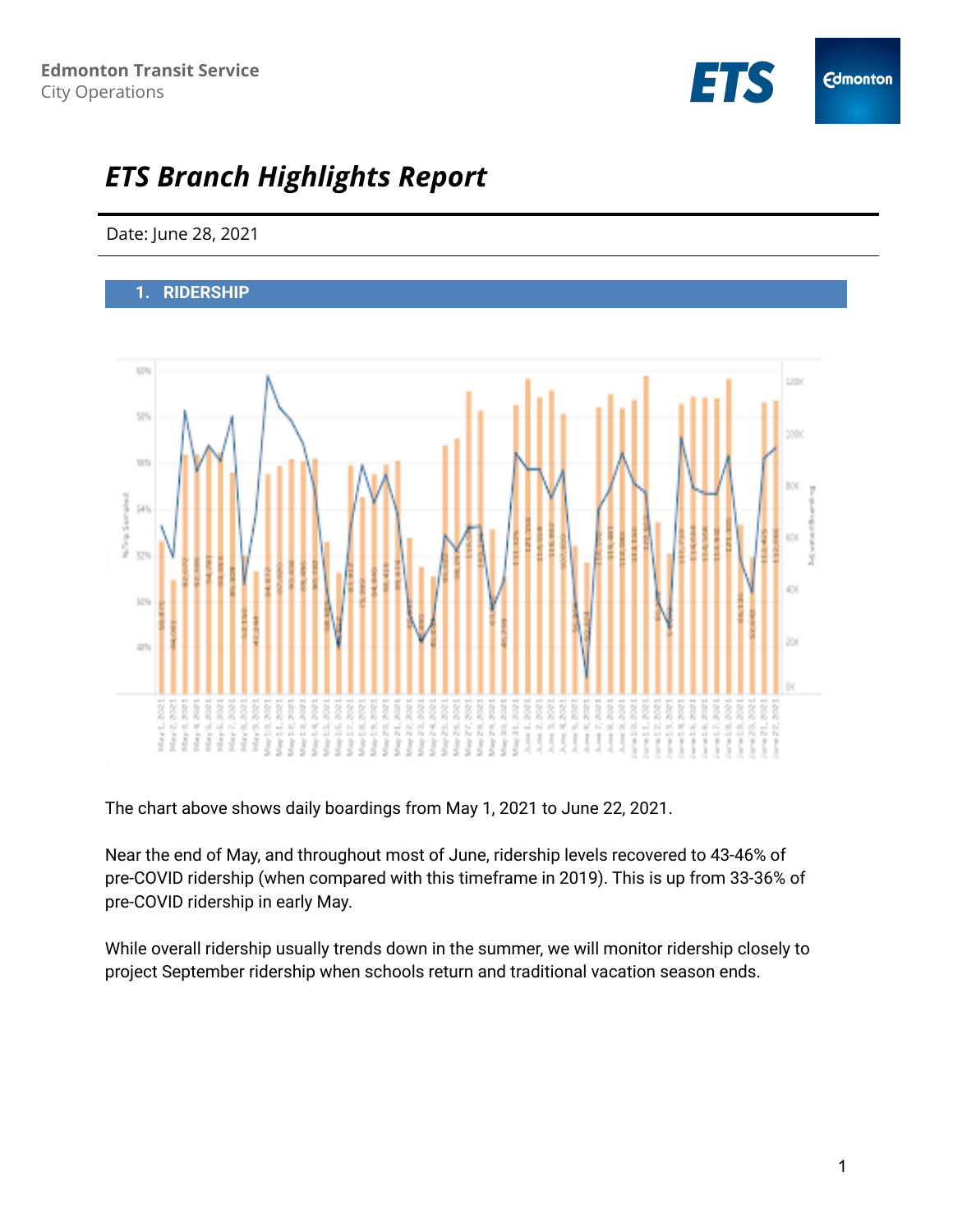Edmonton Transit Service
City Operations

# ETS Branch Highlights Report

Date: June 28, 2021

## 1. RIDERSHIP

The chart above shows daily boardings from May 1, 2021 to June 22, 2021.

Near the end of May, and throughout most of June, ridership levels recovered to 43-46% of pre-COVID ridership (when compared with this timeframe in 2019). This is up from 33-36% of pre-COVID ridership in early May.

While overall ridership usually trends down in the summer, we will monitor ridership closely to project September ridership when schools return and traditional vacation season ends.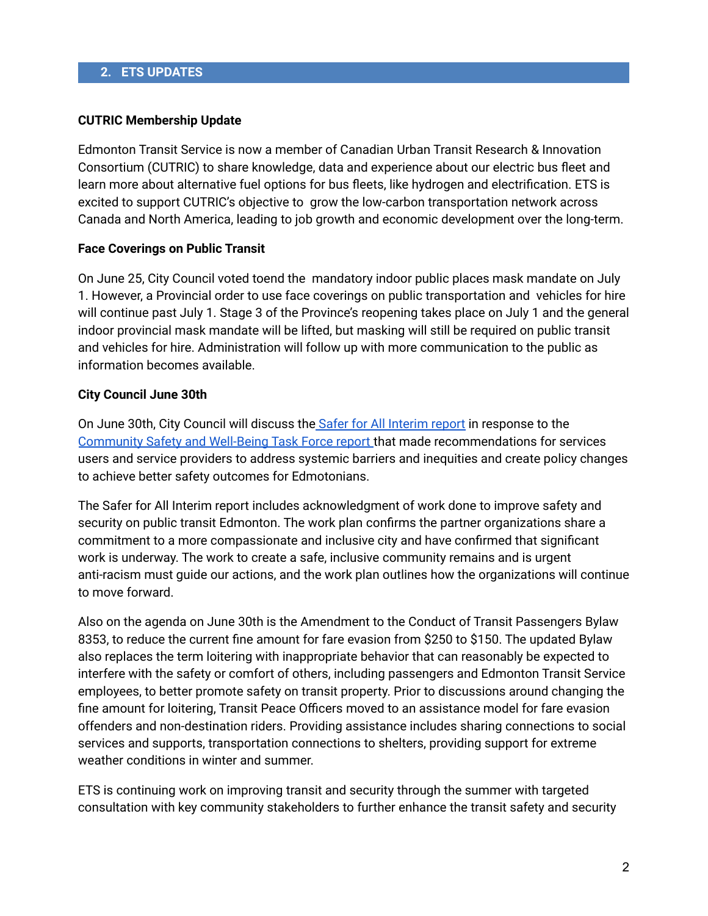## 2. ETS UPDATES

**CUTRIC Membership Update**

Edmonton Transit Service is now a member of Canadian Urban Transit Research & Innovation Consortium (CUTRIC) to share knowledge, data and experience about our electric bus fleet and learn more about alternative fuel options for bus fleets, like hydrogen and electrification. ETS is excited to support CUTRIC's objective to grow the low-carbon transportation network across Canada and North America, leading to job growth and economic development over the long-term.

**Face Coverings on Public Transit**

On June 25, City Council voted toend the mandatory indoor public places mask mandate on July 1. However, a Provincial order to use face coverings on public transportation and vehicles for hire will continue past July 1. Stage 3 of the Province's reopening takes place on July 1 and the general indoor provincial mask mandate will be lifted, but masking will still be required on public transit and vehicles for hire. Administration will follow up with more communication to the public as information becomes available.

**City Council June 30th**

On June 30th, City Council will discuss the [Safer for All Interim report]() in response to the [Community Safety and Well-Being Task Force report ]()that made recommendations for services users and service providers to address systemic barriers and inequities and create policy changes to achieve better safety outcomes for Edmotonians.

The Safer for All Interim report includes acknowledgment of work done to improve safety and security on public transit Edmonton. The work plan confirms the partner organizations share a commitment to a more compassionate and inclusive city and have confirmed that significant work is underway. The work to create a safe, inclusive community remains and is urgent anti-racism must guide our actions, and the work plan outlines how the organizations will continue to move forward.

Also on the agenda on June 30th is the Amendment to the Conduct of Transit Passengers Bylaw 8353, to reduce the current fine amount for fare evasion from $250 to $150. The updated Bylaw also replaces the term loitering with inappropriate behavior that can reasonably be expected to interfere with the safety or comfort of others, including passengers and Edmonton Transit Service employees, to better promote safety on transit property. Prior to discussions around changing the fine amount for loitering, Transit Peace Officers moved to an assistance model for fare evasion offenders and non-destination riders. Providing assistance includes sharing connections to social services and supports, transportation connections to shelters, providing support for extreme weather conditions in winter and summer.

ETS is continuing work on improving transit and security through the summer with targeted consultation with key community stakeholders to further enhance the transit safety and security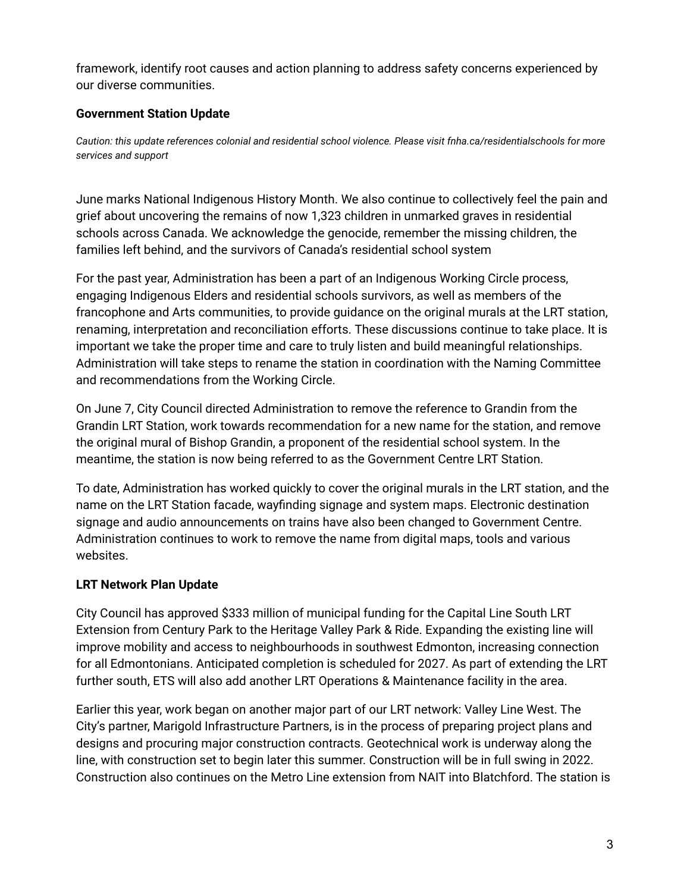framework, identify root causes and action planning to address safety concerns experienced by our diverse communities.

**Government Station Update**

*Caution: this update references colonial and residential school violence. Please visit fnha.ca/residentialschools for more services and support*

June marks National Indigenous History Month. We also continue to collectively feel the pain and grief about uncovering the remains of now 1,323 children in unmarked graves in residential schools across Canada. We acknowledge the genocide, remember the missing children, the families left behind, and the survivors of Canada's residential school system

For the past year, Administration has been a part of an Indigenous Working Circle process, engaging Indigenous Elders and residential schools survivors, as well as members of the francophone and Arts communities, to provide guidance on the original murals at the LRT station, renaming, interpretation and reconciliation efforts. These discussions continue to take place. It is important we take the proper time and care to truly listen and build meaningful relationships. Administration will take steps to rename the station in coordination with the Naming Committee and recommendations from the Working Circle.

On June 7, City Council directed Administration to remove the reference to Grandin from the Grandin LRT Station, work towards recommendation for a new name for the station, and remove the original mural of Bishop Grandin, a proponent of the residential school system. In the meantime, the station is now being referred to as the Government Centre LRT Station.

To date, Administration has worked quickly to cover the original murals in the LRT station, and the name on the LRT Station facade, wayfinding signage and system maps. Electronic destination signage and audio announcements on trains have also been changed to Government Centre. Administration continues to work to remove the name from digital maps, tools and various websites.

**LRT Network Plan Update**

City Council has approved $333 million of municipal funding for the Capital Line South LRT Extension from Century Park to the Heritage Valley Park & Ride. Expanding the existing line will improve mobility and access to neighbourhoods in southwest Edmonton, increasing connection for all Edmontonians. Anticipated completion is scheduled for 2027. As part of extending the LRT further south, ETS will also add another LRT Operations & Maintenance facility in the area.

Earlier this year, work began on another major part of our LRT network: Valley Line West. The City's partner, Marigold Infrastructure Partners, is in the process of preparing project plans and designs and procuring major construction contracts. Geotechnical work is underway along the line, with construction set to begin later this summer. Construction will be in full swing in 2022. Construction also continues on the Metro Line extension from NAIT into Blatchford. The station is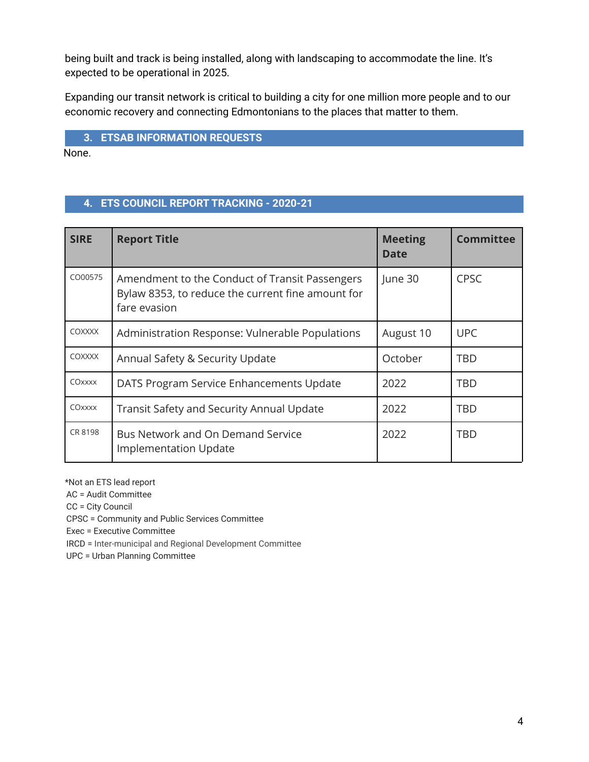being built and track is being installed, along with landscaping to accommodate the line. It's expected to be operational in 2025.

Expanding our transit network is critical to building a city for one million more people and to our economic recovery and connecting Edmontonians to the places that matter to them.

## 3. ETSAB INFORMATION REQUESTS

None.

## 4. ETS COUNCIL REPORT TRACKING - 2020-21

| SIRE | Report Title | Meeting Date | Committee |
|---|---|---|---|
| CO00575 | Amendment to the Conduct of Transit Passengers Bylaw 8353, to reduce the current fine amount for fare evasion | June 30 | CPSC |
| COXXXX | Administration Response: Vulnerable Populations | August 10 | UPC |
| COXXXX | Annual Safety & Security Update | October | TBD |
| COxxxx | DATS Program Service Enhancements Update | 2022 | TBD |
| COxxxx | Transit Safety and Security Annual Update | 2022 | TBD |
| CR 8198 | Bus Network and On Demand Service Implementation Update | 2022 | TBD |

*Not an ETS lead report
AC = Audit Committee
CC = City Council
CPSC = Community and Public Services Committee
Exec = Executive Committee
IRCD = Inter-municipal and Regional Development Committee
UPC = Urban Planning Committee